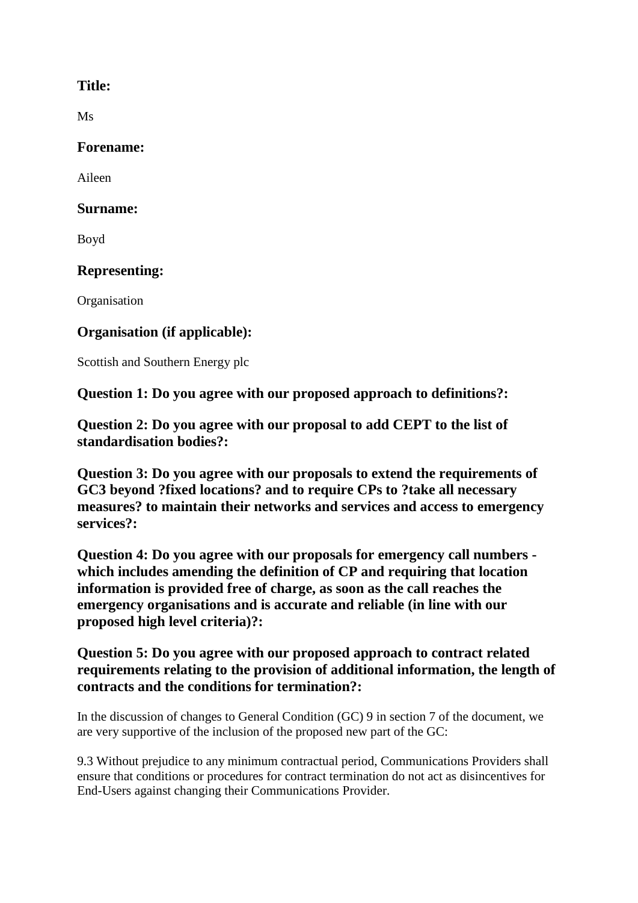### Title:

Ms

### Forename:

Aileen

### Surname:

Boyd

### Representing:

Organisation

### Organisation (if applicable):

Scottish and Southern Energy plc

### Question 1: Do you agree with our proposed approach to definitions?:

### Question 2: Do you agree with our proposal to add CEPT to the list of standardisation bodies?:

### Question 3: Do you agree with our proposals to extend the requirements of GC3 beyond ?fixed locations? and to require CPs to ?take all necessary measures? to maintain their networks and services and access to emergency services?:

### Question 4: Do you agree with our proposals for emergency call numbers - which includes amending the definition of CP and requiring that location information is provided free of charge, as soon as the call reaches the emergency organisations and is accurate and reliable (in line with our proposed high level criteria)?:

### Question 5: Do you agree with our proposed approach to contract related requirements relating to the provision of additional information, the length of contracts and the conditions for termination?:

In the discussion of changes to General Condition (GC) 9 in section 7 of the document, we are very supportive of the inclusion of the proposed new part of the GC:

9.3 Without prejudice to any minimum contractual period, Communications Providers shall ensure that conditions or procedures for contract termination do not act as disincentives for End-Users against changing their Communications Provider.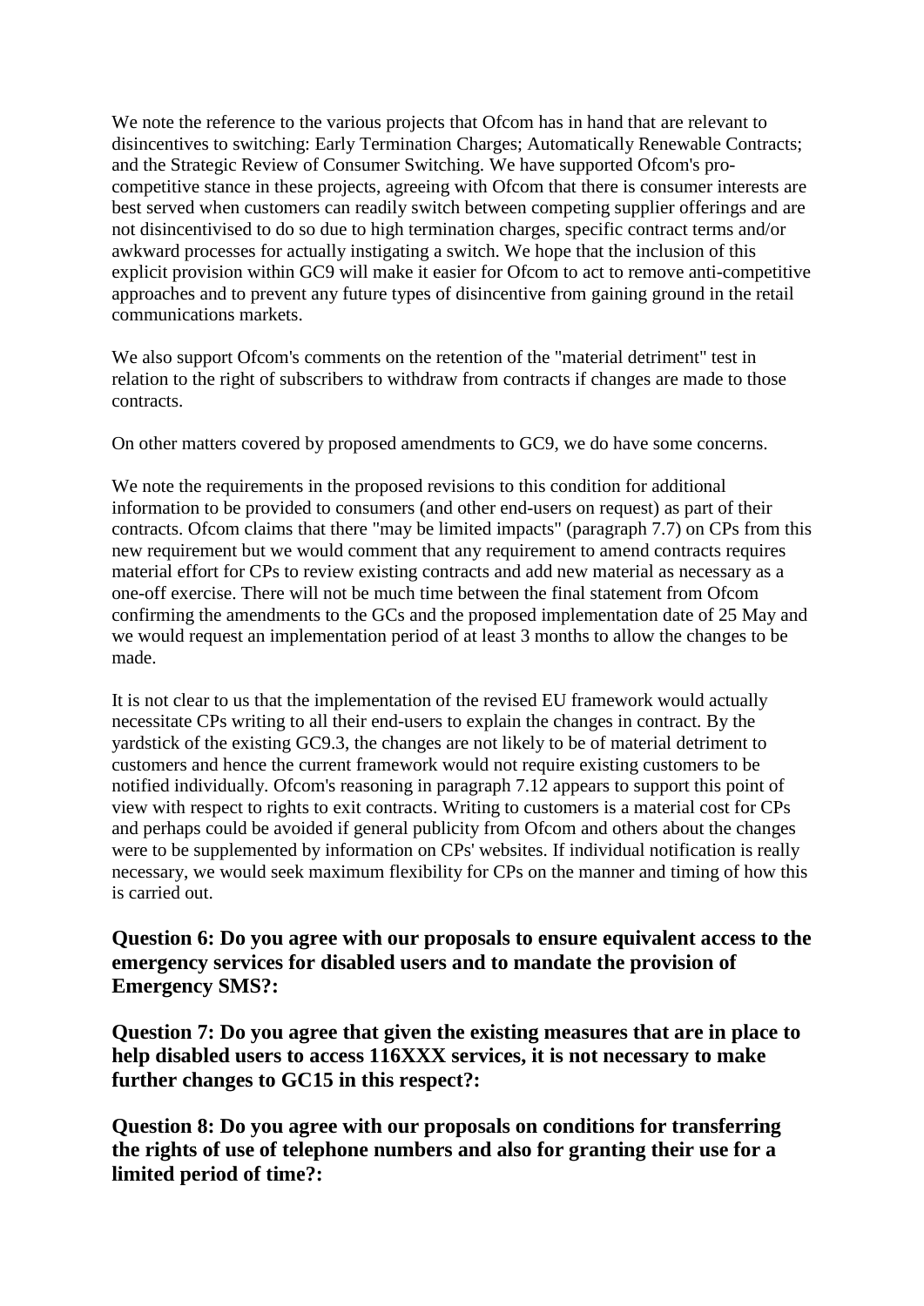We note the reference to the various projects that Ofcom has in hand that are relevant to disincentives to switching: Early Termination Charges; Automatically Renewable Contracts; and the Strategic Review of Consumer Switching. We have supported Ofcom's pro-competitive stance in these projects, agreeing with Ofcom that there is consumer interests are best served when customers can readily switch between competing supplier offerings and are not disincentivised to do so due to high termination charges, specific contract terms and/or awkward processes for actually instigating a switch. We hope that the inclusion of this explicit provision within GC9 will make it easier for Ofcom to act to remove anti-competitive approaches and to prevent any future types of disincentive from gaining ground in the retail communications markets.

We also support Ofcom's comments on the retention of the "material detriment" test in relation to the right of subscribers to withdraw from contracts if changes are made to those contracts.

On other matters covered by proposed amendments to GC9, we do have some concerns.

We note the requirements in the proposed revisions to this condition for additional information to be provided to consumers (and other end-users on request) as part of their contracts. Ofcom claims that there "may be limited impacts" (paragraph 7.7) on CPs from this new requirement but we would comment that any requirement to amend contracts requires material effort for CPs to review existing contracts and add new material as necessary as a one-off exercise. There will not be much time between the final statement from Ofcom confirming the amendments to the GCs and the proposed implementation date of 25 May and we would request an implementation period of at least 3 months to allow the changes to be made.

It is not clear to us that the implementation of the revised EU framework would actually necessitate CPs writing to all their end-users to explain the changes in contract. By the yardstick of the existing GC9.3, the changes are not likely to be of material detriment to customers and hence the current framework would not require existing customers to be notified individually. Ofcom's reasoning in paragraph 7.12 appears to support this point of view with respect to rights to exit contracts. Writing to customers is a material cost for CPs and perhaps could be avoided if general publicity from Ofcom and others about the changes were to be supplemented by information on CPs' websites. If individual notification is really necessary, we would seek maximum flexibility for CPs on the manner and timing of how this is carried out.

**Question 6: Do you agree with our proposals to ensure equivalent access to the emergency services for disabled users and to mandate the provision of Emergency SMS?:**

**Question 7: Do you agree that given the existing measures that are in place to help disabled users to access 116XXX services, it is not necessary to make further changes to GC15 in this respect?:**

**Question 8: Do you agree with our proposals on conditions for transferring the rights of use of telephone numbers and also for granting their use for a limited period of time?:**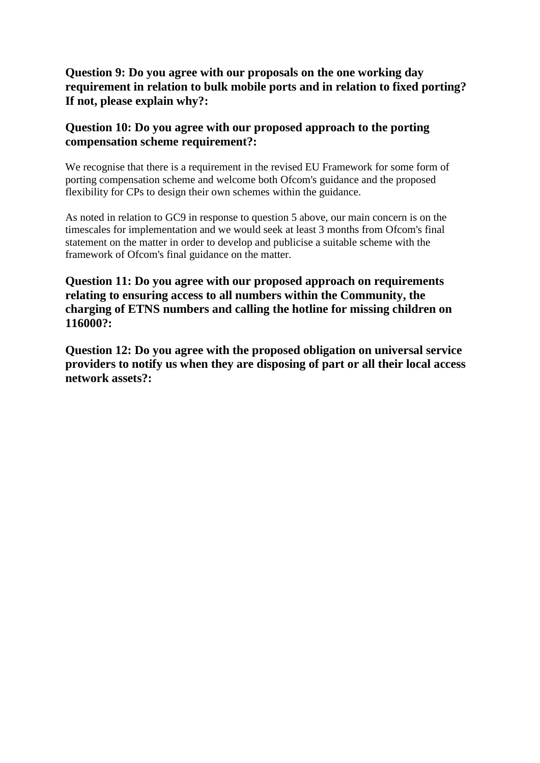**Question 9: Do you agree with our proposals on the one working day requirement in relation to bulk mobile ports and in relation to fixed porting? If not, please explain why?:**

**Question 10: Do you agree with our proposed approach to the porting compensation scheme requirement?:**

We recognise that there is a requirement in the revised EU Framework for some form of porting compensation scheme and welcome both Ofcom's guidance and the proposed flexibility for CPs to design their own schemes within the guidance.

As noted in relation to GC9 in response to question 5 above, our main concern is on the timescales for implementation and we would seek at least 3 months from Ofcom's final statement on the matter in order to develop and publicise a suitable scheme with the framework of Ofcom's final guidance on the matter.

**Question 11: Do you agree with our proposed approach on requirements relating to ensuring access to all numbers within the Community, the charging of ETNS numbers and calling the hotline for missing children on 116000?:**

**Question 12: Do you agree with the proposed obligation on universal service providers to notify us when they are disposing of part or all their local access network assets?:**